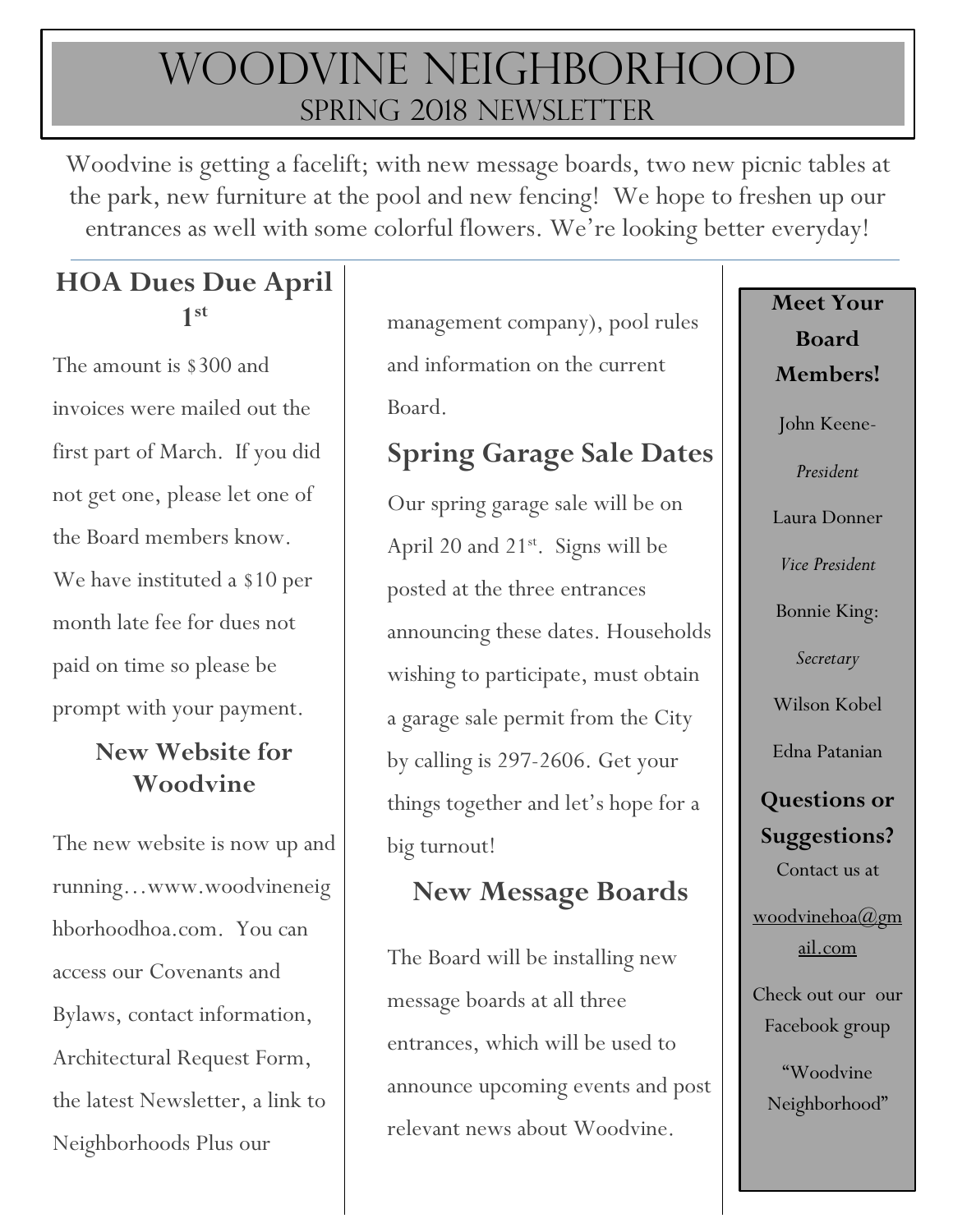// Woodvine Neighborhood — Spring 2018 Newsletter (page 1 of 3)

# WOODVINE NEIGHBORHOOD
## SPRING 2018 NEWSLETTER

Woodvine is getting a facelift; with new message boards, two new picnic tables at the park, new furniture at the pool and new fencing! We hope to freshen up our entrances as well with some colorful flowers. We're looking better everyday!

### HOA Dues Due April 1st

The amount is $300 and invoices were mailed out the first part of March. If you did not get one, please let one of the Board members know. We have instituted a $10 per month late fee for dues not paid on time so please be prompt with your payment.

### New Website for Woodvine

The new website is now up and running…www.woodvineneighborhoodhoa.com. You can access our Covenants and Bylaws, contact information, Architectural Request Form, the latest Newsletter, a link to Neighborhoods Plus our management company), pool rules and information on the current Board.

### Spring Garage Sale Dates

Our spring garage sale will be on April 20 and 21st. Signs will be posted at the three entrances announcing these dates. Households wishing to participate, must obtain a garage sale permit from the City by calling is 297-2606. Get your things together and let's hope for a big turnout!

### New Message Boards

The Board will be installing new message boards at all three entrances, which will be used to announce upcoming events and post relevant news about Woodvine.

### Meet Your Board Members!

John Keene- *President*

Laura Donner *Vice President*

Bonnie King: *Secretary*

Wilson Kobel

Edna Patanian

### Questions or Suggestions?

Contact us at

woodvinehoa@gmail.com

Check out our our Facebook group

"Woodvine Neighborhood"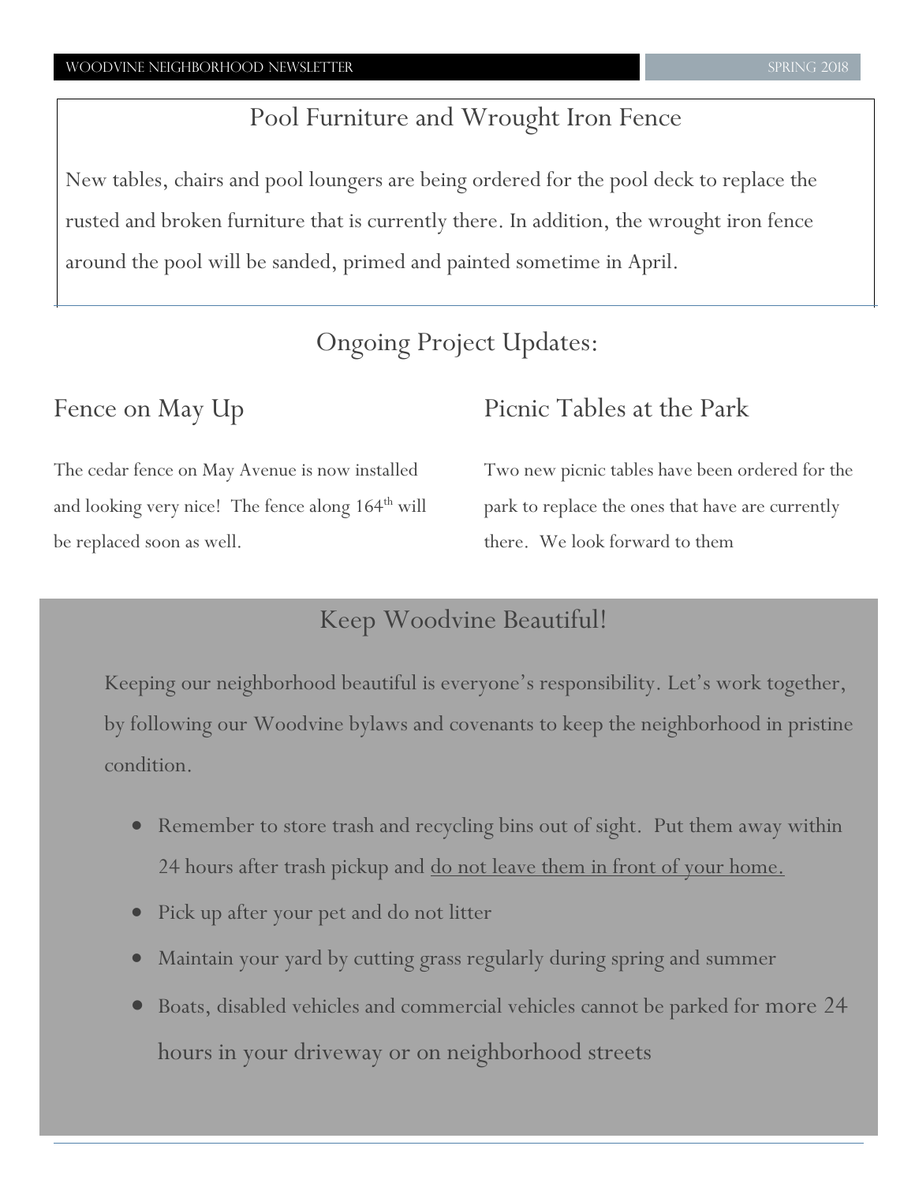## Pool Furniture and Wrought Iron Fence

New tables, chairs and pool loungers are being ordered for the pool deck to replace the rusted and broken furniture that is currently there. In addition, the wrought iron fence around the pool will be sanded, primed and painted sometime in April.

## Ongoing Project Updates:

### Fence on May Up

The cedar fence on May Avenue is now installed and looking very nice! The fence along 164th will be replaced soon as well.

### Picnic Tables at the Park

Two new picnic tables have been ordered for the park to replace the ones that have are currently there. We look forward to them

## Keep Woodvine Beautiful!

Keeping our neighborhood beautiful is everyone's responsibility. Let's work together, by following our Woodvine bylaws and covenants to keep the neighborhood in pristine condition.

- Remember to store trash and recycling bins out of sight. Put them away within 24 hours after trash pickup and <u>do not leave them in front of your home.</u>
- Pick up after your pet and do not litter
- Maintain your yard by cutting grass regularly during spring and summer
- Boats, disabled vehicles and commercial vehicles cannot be parked for more 24 hours in your driveway or on neighborhood streets